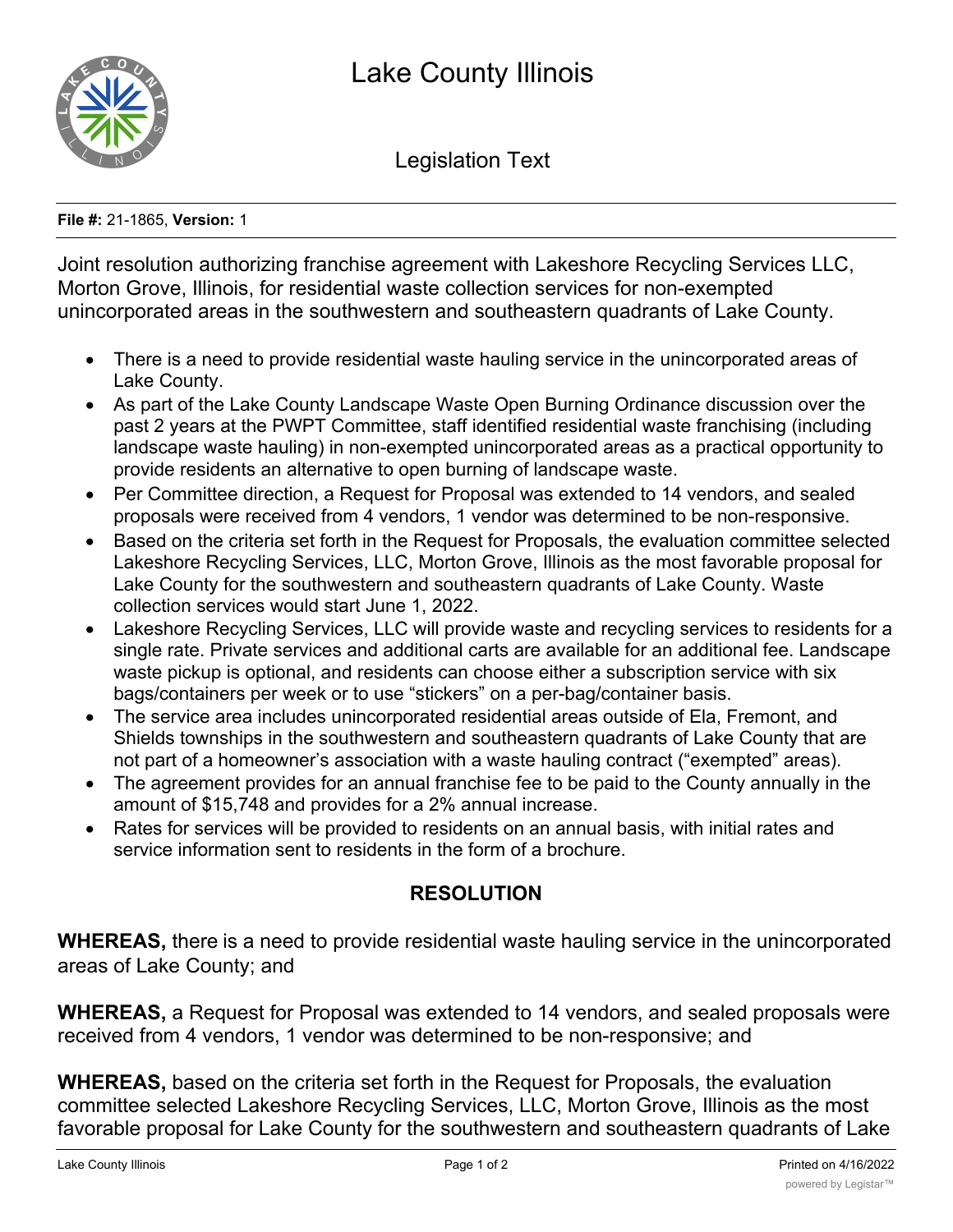# Lake County Illinois

## Legislation Text

**File #:** 21-1865, **Version:** 1

Joint resolution authorizing franchise agreement with Lakeshore Recycling Services LLC, Morton Grove, Illinois, for residential waste collection services for non-exempted unincorporated areas in the southwestern and southeastern quadrants of Lake County.

- There is a need to provide residential waste hauling service in the unincorporated areas of Lake County.
- As part of the Lake County Landscape Waste Open Burning Ordinance discussion over the past 2 years at the PWPT Committee, staff identified residential waste franchising (including landscape waste hauling) in non-exempted unincorporated areas as a practical opportunity to provide residents an alternative to open burning of landscape waste.
- Per Committee direction, a Request for Proposal was extended to 14 vendors, and sealed proposals were received from 4 vendors, 1 vendor was determined to be non-responsive.
- Based on the criteria set forth in the Request for Proposals, the evaluation committee selected Lakeshore Recycling Services, LLC, Morton Grove, Illinois as the most favorable proposal for Lake County for the southwestern and southeastern quadrants of Lake County. Waste collection services would start June 1, 2022.
- Lakeshore Recycling Services, LLC will provide waste and recycling services to residents for a single rate. Private services and additional carts are available for an additional fee. Landscape waste pickup is optional, and residents can choose either a subscription service with six bags/containers per week or to use "stickers" on a per-bag/container basis.
- The service area includes unincorporated residential areas outside of Ela, Fremont, and Shields townships in the southwestern and southeastern quadrants of Lake County that are not part of a homeowner's association with a waste hauling contract ("exempted" areas).
- The agreement provides for an annual franchise fee to be paid to the County annually in the amount of $15,748 and provides for a 2% annual increase.
- Rates for services will be provided to residents on an annual basis, with initial rates and service information sent to residents in the form of a brochure.

### RESOLUTION

**WHEREAS,** there is a need to provide residential waste hauling service in the unincorporated areas of Lake County; and

**WHEREAS,** a Request for Proposal was extended to 14 vendors, and sealed proposals were received from 4 vendors, 1 vendor was determined to be non-responsive; and

**WHEREAS,** based on the criteria set forth in the Request for Proposals, the evaluation committee selected Lakeshore Recycling Services, LLC, Morton Grove, Illinois as the most favorable proposal for Lake County for the southwestern and southeastern quadrants of Lake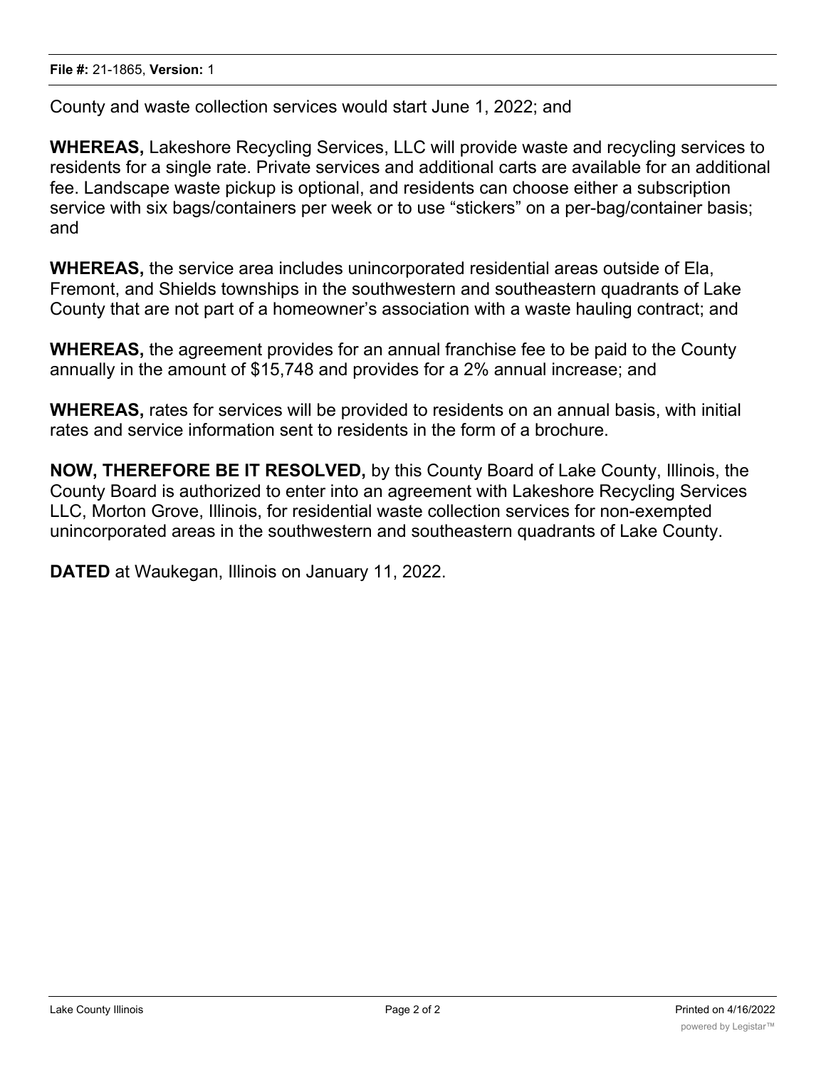County and waste collection services would start June 1, 2022; and

**WHEREAS,** Lakeshore Recycling Services, LLC will provide waste and recycling services to residents for a single rate. Private services and additional carts are available for an additional fee. Landscape waste pickup is optional, and residents can choose either a subscription service with six bags/containers per week or to use “stickers” on a per-bag/container basis; and

**WHEREAS,** the service area includes unincorporated residential areas outside of Ela, Fremont, and Shields townships in the southwestern and southeastern quadrants of Lake County that are not part of a homeowner’s association with a waste hauling contract; and

**WHEREAS,** the agreement provides for an annual franchise fee to be paid to the County annually in the amount of $15,748 and provides for a 2% annual increase; and

**WHEREAS,** rates for services will be provided to residents on an annual basis, with initial rates and service information sent to residents in the form of a brochure.

**NOW, THEREFORE BE IT RESOLVED,** by this County Board of Lake County, Illinois, the County Board is authorized to enter into an agreement with Lakeshore Recycling Services LLC, Morton Grove, Illinois, for residential waste collection services for non-exempted unincorporated areas in the southwestern and southeastern quadrants of Lake County.

**DATED** at Waukegan, Illinois on January 11, 2022.